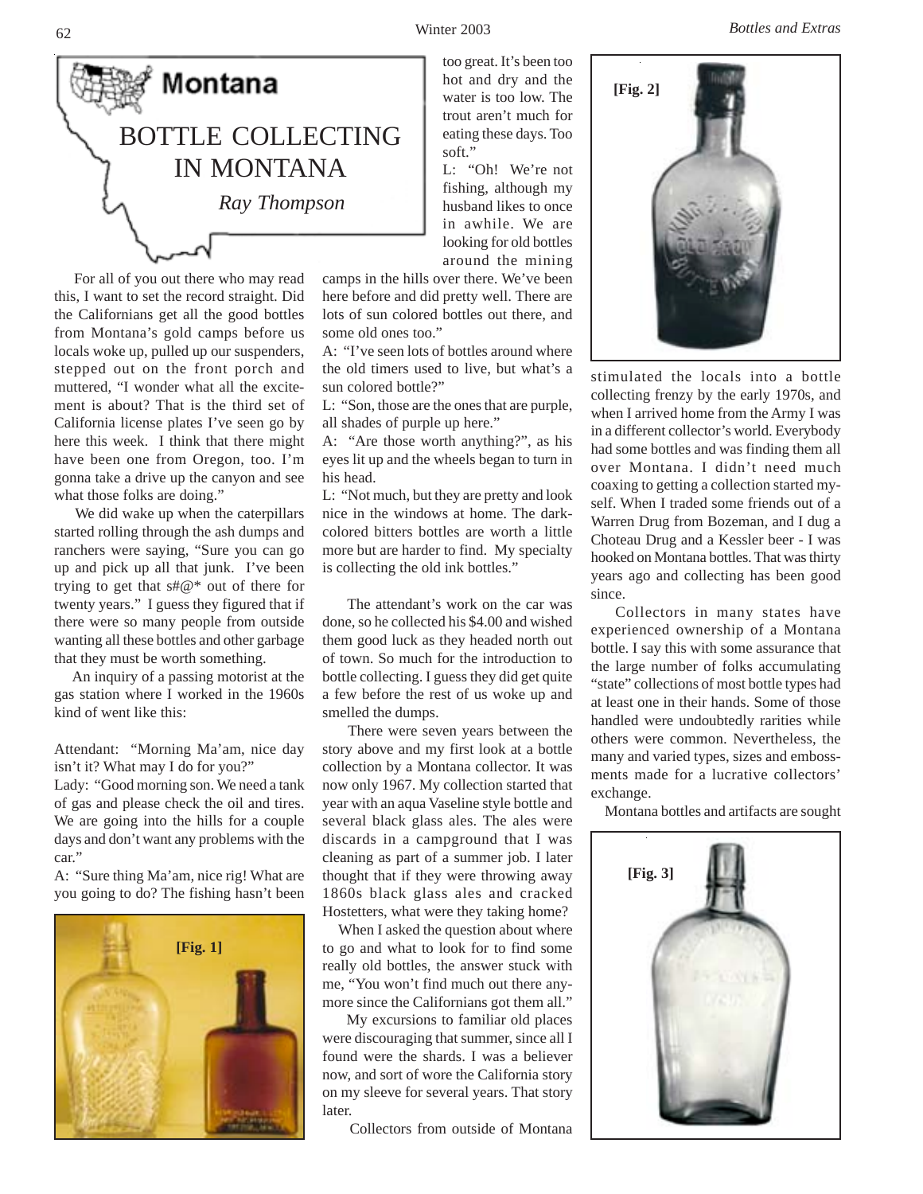# Montana

## BOTTLE COLLECTING IN MONTANA

*Ray Thompson*

For all of you out there who may read this, I want to set the record straight. Did the Californians get all the good bottles from Montana's gold camps before us locals woke up, pulled up our suspenders, stepped out on the front porch and muttered, "I wonder what all the excitement is about? That is the third set of California license plates I've seen go by here this week. I think that there might have been one from Oregon, too. I'm gonna take a drive up the canyon and see what those folks are doing."

We did wake up when the caterpillars started rolling through the ash dumps and ranchers were saying, "Sure you can go up and pick up all that junk. I've been trying to get that s#@* out of there for twenty years." I guess they figured that if there were so many people from outside wanting all these bottles and other garbage that they must be worth something.

An inquiry of a passing motorist at the gas station where I worked in the 1960s kind of went like this:

Attendant: "Morning Ma'am, nice day isn't it? What may I do for you?"

Lady: "Good morning son. We need a tank of gas and please check the oil and tires. We are going into the hills for a couple days and don't want any problems with the car."

A: "Sure thing Ma'am, nice rig! What are you going to do? The fishing hasn't been too great. It's been too hot and dry and the water is too low. The trout aren't much for eating these days. Too soft."

L: "Oh! We're not fishing, although my husband likes to once in awhile. We are looking for old bottles around the mining camps in the hills over there. We've been here before and did pretty well. There are lots of sun colored bottles out there, and some old ones too."

A: "I've seen lots of bottles around where the old timers used to live, but what's a sun colored bottle?"

L: "Son, those are the ones that are purple, all shades of purple up here."

A: "Are those worth anything?", as his eyes lit up and the wheels began to turn in his head.

L: "Not much, but they are pretty and look nice in the windows at home. The dark-colored bitters bottles are worth a little more but are harder to find. My specialty is collecting the old ink bottles."

The attendant's work on the car was done, so he collected his $4.00 and wished them good luck as they headed north out of town. So much for the introduction to bottle collecting. I guess they did get quite a few before the rest of us woke up and smelled the dumps.

There were seven years between the story above and my first look at a bottle collection by a Montana collector. It was now only 1967. My collection started that year with an aqua Vaseline style bottle and several black glass ales. The ales were discards in a campground that I was cleaning as part of a summer job. I later thought that if they were throwing away 1860s black glass ales and cracked Hostetters, what were they taking home?

When I asked the question about where to go and what to look for to find some really old bottles, the answer stuck with me, "You won't find much out there anymore since the Californians got them all."

My excursions to familiar old places were discouraging that summer, since all I found were the shards. I was a believer now, and sort of wore the California story on my sleeve for several years. That story later.

Collectors from outside of Montana stimulated the locals into a bottle collecting frenzy by the early 1970s, and when I arrived home from the Army I was in a different collector's world. Everybody had some bottles and was finding them all over Montana. I didn't need much coaxing to getting a collection started myself. When I traded some friends out of a Warren Drug from Bozeman, and I dug a Choteau Drug and a Kessler beer - I was hooked on Montana bottles. That was thirty years ago and collecting has been good since.

Collectors in many states have experienced ownership of a Montana bottle. I say this with some assurance that the large number of folks accumulating "state" collections of most bottle types had at least one in their hands. Some of those handled were undoubtedly rarities while others were common. Nevertheless, the many and varied types, sizes and embossments made for a lucrative collectors' exchange.

Montana bottles and artifacts are sought

[Fig. 1]

[Fig. 2]

[Fig. 3]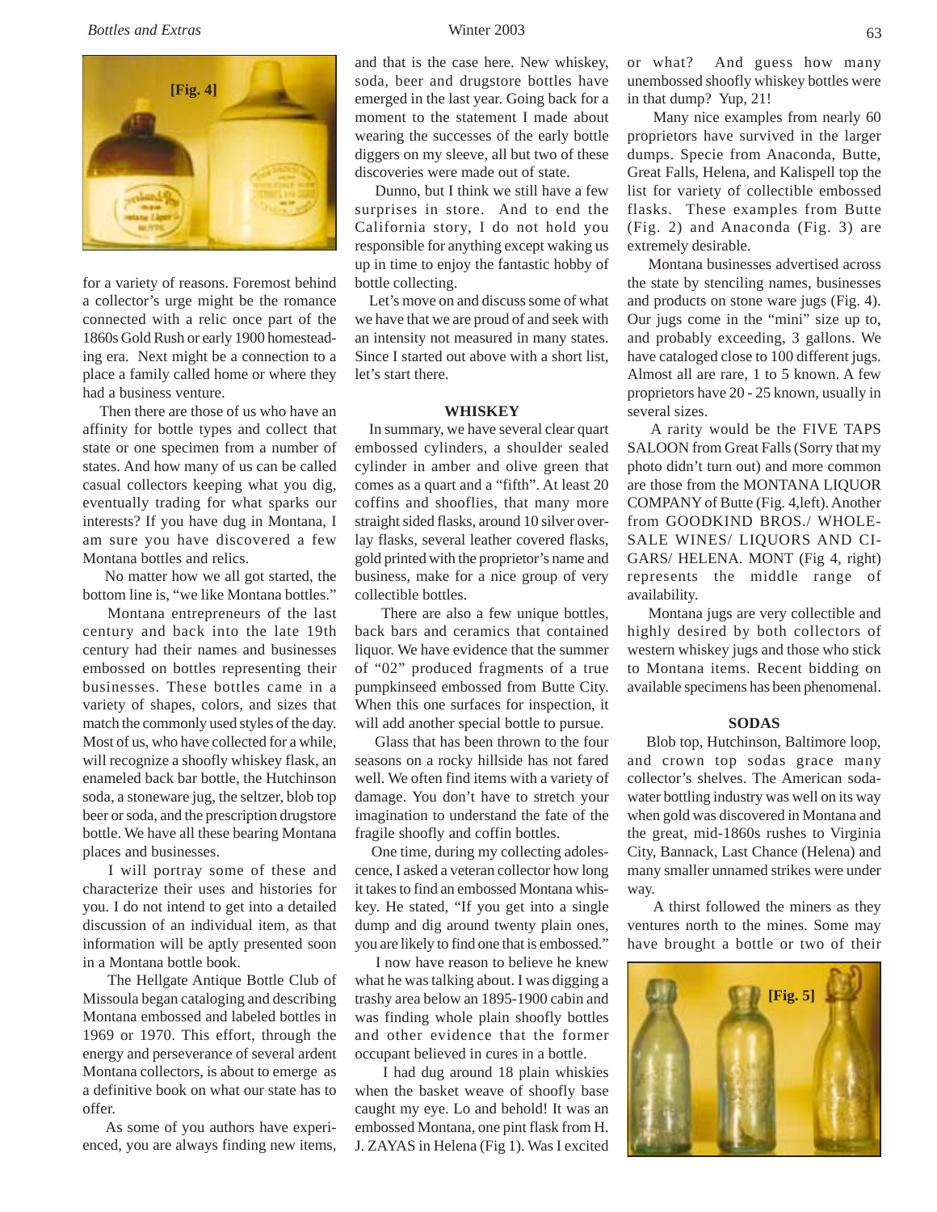for a variety of reasons. Foremost behind a collector's urge might be the romance connected with a relic once part of the 1860s Gold Rush or early 1900 homesteading era. Next might be a connection to a place a family called home or where they had a business venture.

Then there are those of us who have an affinity for bottle types and collect that state or one specimen from a number of states. And how many of us can be called casual collectors keeping what you dig, eventually trading for what sparks our interests? If you have dug in Montana, I am sure you have discovered a few Montana bottles and relics.

No matter how we all got started, the bottom line is, "we like Montana bottles."

Montana entrepreneurs of the last century and back into the late 19th century had their names and businesses embossed on bottles representing their businesses. These bottles came in a variety of shapes, colors, and sizes that match the commonly used styles of the day. Most of us, who have collected for a while, will recognize a shoofly whiskey flask, an enameled back bar bottle, the Hutchinson soda, a stoneware jug, the seltzer, blob top beer or soda, and the prescription drugstore bottle. We have all these bearing Montana places and businesses.

I will portray some of these and characterize their uses and histories for you. I do not intend to get into a detailed discussion of an individual item, as that information will be aptly presented soon in a Montana bottle book.

The Hellgate Antique Bottle Club of Missoula began cataloging and describing Montana embossed and labeled bottles in 1969 or 1970. This effort, through the energy and perseverance of several ardent Montana collectors, is about to emerge as a definitive book on what our state has to offer.

As some of you authors have experienced, you are always finding new items, and that is the case here. New whiskey, soda, beer and drugstore bottles have emerged in the last year. Going back for a moment to the statement I made about wearing the successes of the early bottle diggers on my sleeve, all but two of these discoveries were made out of state.

Dunno, but I think we still have a few surprises in store. And to end the California story, I do not hold you responsible for anything except waking us up in time to enjoy the fantastic hobby of bottle collecting.

Let's move on and discuss some of what we have that we are proud of and seek with an intensity not measured in many states. Since I started out above with a short list, let's start there.

## WHISKEY

In summary, we have several clear quart embossed cylinders, a shoulder sealed cylinder in amber and olive green that comes as a quart and a "fifth". At least 20 coffins and shooflies, that many more straight sided flasks, around 10 silver overlay flasks, several leather covered flasks, gold printed with the proprietor's name and business, make for a nice group of very collectible bottles.

There are also a few unique bottles, back bars and ceramics that contained liquor. We have evidence that the summer of "02" produced fragments of a true pumpkinseed embossed from Butte City. When this one surfaces for inspection, it will add another special bottle to pursue.

Glass that has been thrown to the four seasons on a rocky hillside has not fared well. We often find items with a variety of damage. You don't have to stretch your imagination to understand the fate of the fragile shoofly and coffin bottles.

One time, during my collecting adolescence, I asked a veteran collector how long it takes to find an embossed Montana whiskey. He stated, "If you get into a single dump and dig around twenty plain ones, you are likely to find one that is embossed."

I now have reason to believe he knew what he was talking about. I was digging a trashy area below an 1895-1900 cabin and was finding whole plain shoofly bottles and other evidence that the former occupant believed in cures in a bottle.

I had dug around 18 plain whiskies when the basket weave of shoofly base caught my eye. Lo and behold! It was an embossed Montana, one pint flask from H. J. ZAYAS in Helena (Fig 1). Was I excited or what? And guess how many unembossed shoofly whiskey bottles were in that dump? Yup, 21!

Many nice examples from nearly 60 proprietors have survived in the larger dumps. Specie from Anaconda, Butte, Great Falls, Helena, and Kalispell top the list for variety of collectible embossed flasks. These examples from Butte (Fig. 2) and Anaconda (Fig. 3) are extremely desirable.

Montana businesses advertised across the state by stenciling names, businesses and products on stone ware jugs (Fig. 4). Our jugs come in the "mini" size up to, and probably exceeding, 3 gallons. We have cataloged close to 100 different jugs. Almost all are rare, 1 to 5 known. A few proprietors have 20 - 25 known, usually in several sizes.

A rarity would be the FIVE TAPS SALOON from Great Falls (Sorry that my photo didn't turn out) and more common are those from the MONTANA LIQUOR COMPANY of Butte (Fig. 4,left). Another from GOODKIND BROS./ WHOLESALE WINES/ LIQUORS AND CIGARS/ HELENA. MONT (Fig 4, right) represents the middle range of availability.

Montana jugs are very collectible and highly desired by both collectors of western whiskey jugs and those who stick to Montana items. Recent bidding on available specimens has been phenomenal.

## SODAS

Blob top, Hutchinson, Baltimore loop, and crown top sodas grace many collector's shelves. The American sodawater bottling industry was well on its way when gold was discovered in Montana and the great, mid-1860s rushes to Virginia City, Bannack, Last Chance (Helena) and many smaller unnamed strikes were under way.

A thirst followed the miners as they ventures north to the mines. Some may have brought a bottle or two of their

[Fig. 4]

[Fig. 5]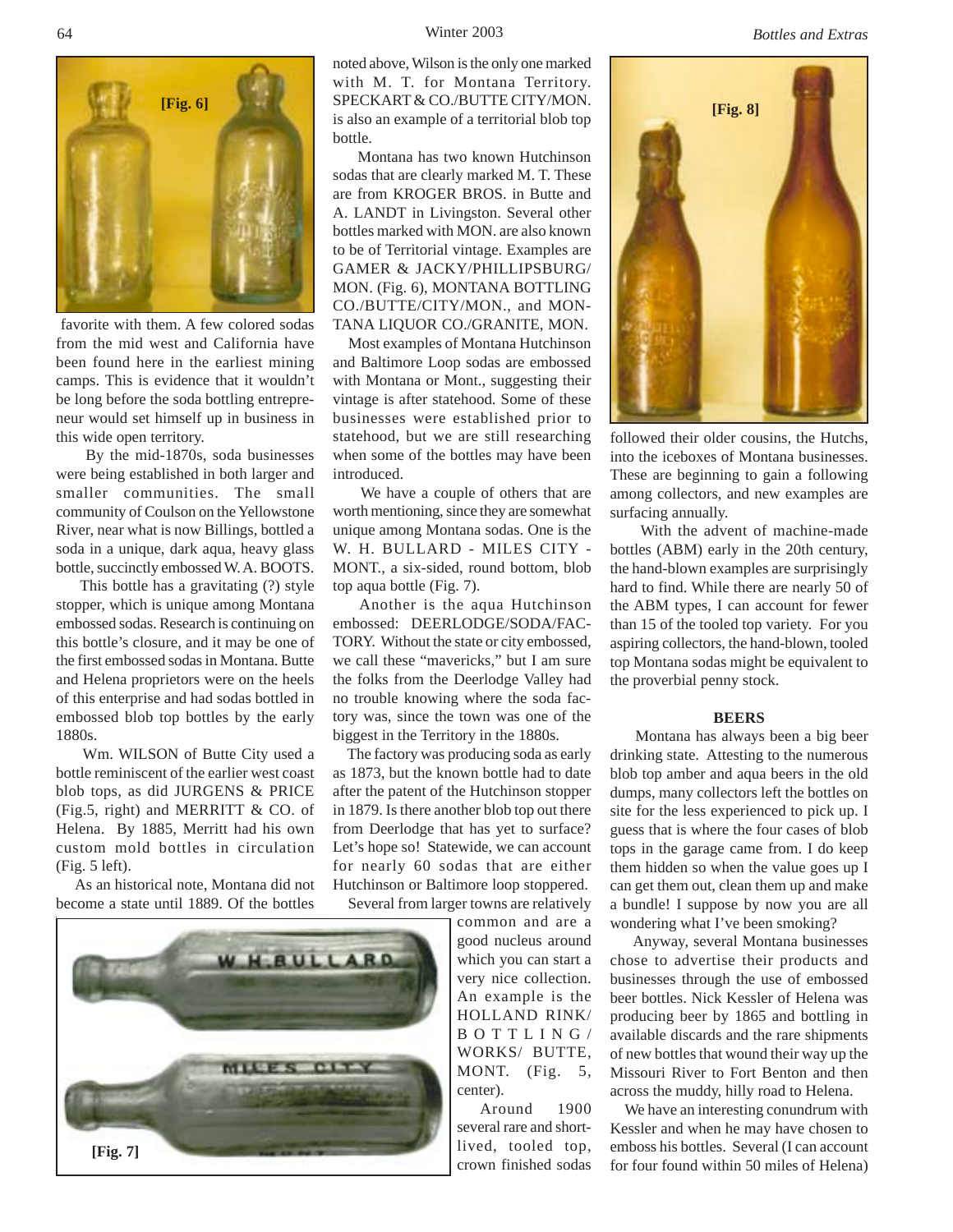[Fig. 6]

favorite with them. A few colored sodas from the mid west and California have been found here in the earliest mining camps. This is evidence that it wouldn't be long before the soda bottling entrepreneur would set himself up in business in this wide open territory.

By the mid-1870s, soda businesses were being established in both larger and smaller communities. The small community of Coulson on the Yellowstone River, near what is now Billings, bottled a soda in a unique, dark aqua, heavy glass bottle, succinctly embossed W. A. BOOTS.

This bottle has a gravitating (?) style stopper, which is unique among Montana embossed sodas. Research is continuing on this bottle's closure, and it may be one of the first embossed sodas in Montana. Butte and Helena proprietors were on the heels of this enterprise and had sodas bottled in embossed blob top bottles by the early 1880s.

Wm. WILSON of Butte City used a bottle reminiscent of the earlier west coast blob tops, as did JURGENS & PRICE (Fig.5, right) and MERRITT & CO. of Helena. By 1885, Merritt had his own custom mold bottles in circulation (Fig. 5 left).

As an historical note, Montana did not become a state until 1889. Of the bottles noted above, Wilson is the only one marked with M. T. for Montana Territory. SPECKART & CO./BUTTE CITY/MON. is also an example of a territorial blob top bottle.

Montana has two known Hutchinson sodas that are clearly marked M. T. These are from KROGER BROS. in Butte and A. LANDT in Livingston. Several other bottles marked with MON. are also known to be of Territorial vintage. Examples are GAMER & JACKY/PHILLIPSBURG/MON. (Fig. 6), MONTANA BOTTLING CO./BUTTE/CITY/MON., and MONTANA LIQUOR CO./GRANITE, MON.

Most examples of Montana Hutchinson and Baltimore Loop sodas are embossed with Montana or Mont., suggesting their vintage is after statehood. Some of these businesses were establised prior to statehood, but we are still researching when some of the bottles may have been introduced.

We have a couple of others that are worth mentioning, since they are somewhat unique among Montana sodas. One is the W. H. BULLARD - MILES CITY - MONT., a six-sided, round bottom, blob top aqua bottle (Fig. 7).

Another is the aqua Hutchinson embossed: DEERLODGE/SODA/FACTORY. Without the state or city embossed, we call these "mavericks," but I am sure the folks from the Deerlodge Valley had no trouble knowing where the soda factory was, since the town was one of the biggest in the Territory in the 1880s.

The factory was producing soda as early as 1873, but the known bottle had to date after the patent of the Hutchinson stopper in 1879. Is there another blob top out there from Deerlodge that has yet to surface? Let's hope so! Statewide, we can account for nearly 60 sodas that are either Hutchinson or Baltimore loop stoppered.

Several from larger towns are relatively common and are a good nucleus around which you can start a very nice collection. An example is the HOLLAND RINK/BOTTLING/WORKS/ BUTTE, MONT. (Fig. 5, center).

[Fig. 7]

Around 1900 several rare and short-lived, tooled top, crown finished sodas followed their older cousins, the Hutchs, into the iceboxes of Montana businesses. These are beginning to gain a following among collectors, and new examples are surfacing annually.

[Fig. 8]

With the advent of machine-made bottles (ABM) early in the 20th century, the hand-blown examples are surprisingly hard to find. While there are nearly 50 of the ABM types, I can account for fewer than 15 of the tooled top variety. For you aspiring collectors, the hand-blown, tooled top Montana sodas might be equivalent to the proverbial penny stock.

## BEERS

Montana has always been a big beer drinking state. Attesting to the numerous blob top amber and aqua beers in the old dumps, many collectors left the bottles on site for the less experienced to pick up. I guess that is where the four cases of blob tops in the garage came from. I do keep them hidden so when the value goes up I can get them out, clean them up and make a bundle! I suppose by now you are all wondering what I've been smoking?

Anyway, several Montana businesses chose to advertise their products and businesses through the use of embossed beer bottles. Nick Kessler of Helena was producing beer by 1865 and bottling in available discards and the rare shipments of new bottles that wound their way up the Missouri River to Fort Benton and then across the muddy, hilly road to Helena.

We have an interesting conundrum with Kessler and when he may have chosen to emboss his bottles. Several (I can account for four found within 50 miles of Helena)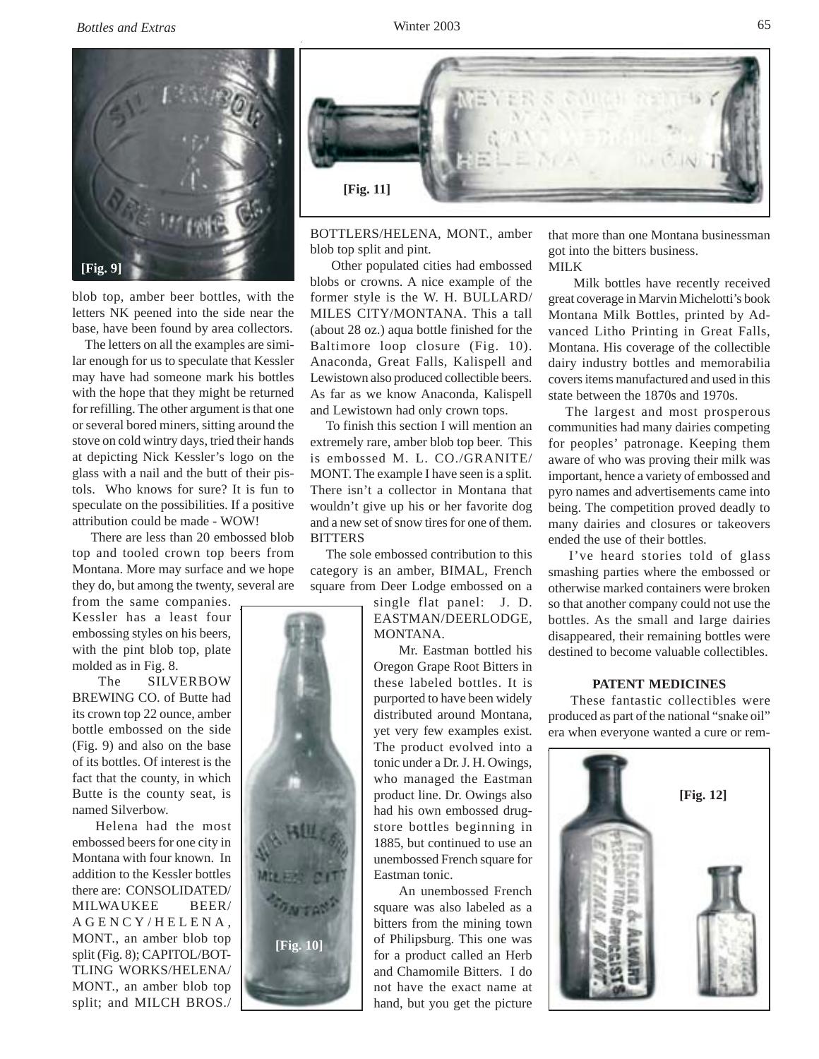[Fig. 9]

blob top, amber beer bottles, with the letters NK peened into the side near the base, have been found by area collectors.

The letters on all the examples are similar enough for us to speculate that Kessler may have had someone mark his bottles with the hope that they might be returned for refilling. The other argument is that one or several bored miners, sitting around the stove on cold wintry days, tried their hands at depicting Nick Kessler's logo on the glass with a nail and the butt of their pistols. Who knows for sure? It is fun to speculate on the possibilities. If a positive attribution could be made - WOW!

There are less than 20 embossed blob top and tooled crown top beers from Montana. More may surface and we hope they do, but among the twenty, several are from the same companies. Kessler has a least four embossing styles on his beers, with the pint blob top, plate molded as in Fig. 8.

The SILVERBOW BREWING CO. of Butte had its crown top 22 ounce, amber bottle embossed on the side (Fig. 9) and also on the base of its bottles. Of interest is the fact that the county, in which Butte is the county seat, is named Silverbow.

Helena had the most embossed beers for one city in Montana with four known. In addition to the Kessler bottles there are: CONSOLIDATED/MILWAUKEE BEER/AGENCY/HELENA, MONT., an amber blob top split (Fig. 8); CAPITOL/BOTTLING WORKS/HELENA/MONT., an amber blob top split; and MILCH BROS./

[Fig. 10]

[Fig. 11]

BOTTLERS/HELENA, MONT., amber blob top split and pint.

Other populated cities had embossed blobs or crowns. A nice example of the former style is the W. H. BULLARD/MILES CITY/MONTANA. This a tall (about 28 oz.) aqua bottle finished for the Baltimore loop closure (Fig. 10). Anaconda, Great Falls, Kalispell and Lewistown also produced collectible beers. As far as we know Anaconda, Kalispell and Lewistown had only crown tops.

To finish this section I will mention an extremely rare, amber blob top beer. This is embossed M. L. CO./GRANITE/MONT. The example I have seen is a split. There isn't a collector in Montana that wouldn't give up his or her favorite dog and a new set of snow tires for one of them.

BITTERS

The sole embossed contribution to this category is an amber, BIMAL, French square from Deer Lodge embossed on a single flat panel: J. D. EASTMAN/DEERLODGE, MONTANA.

Mr. Eastman bottled his Oregon Grape Root Bitters in these labeled bottles. It is purported to have been widely distributed around Montana, yet very few examples exist. The product evolved into a tonic under a Dr. J. H. Owings, who managed the Eastman product line. Dr. Owings also had his own embossed drugstore bottles beginning in 1885, but continued to use an unembossed French square for Eastman tonic.

An unembossed French square was also labeled as a bitters from the mining town of Philipsburg. This one was for a product called an Herb and Chamomile Bitters. I do not have the exact name at hand, but you get the picture that more than one Montana businessman got into the bitters business.

MILK

Milk bottles have recently received great coverage in Marvin Michelotti's book Montana Milk Bottles, printed by Advanced Litho Printing in Great Falls, Montana. His coverage of the collectible dairy industry bottles and memorabilia covers items manufactured and used in this state between the 1870s and 1970s.

The largest and most prosperous communities had many dairies competing for peoples' patronage. Keeping them aware of who was proving their milk was important, hence a variety of embossed and pyro names and advertisements came into being. The competition proved deadly to many dairies and closures or takeovers ended the use of their bottles.

I've heard stories told of glass smashing parties where the embossed or otherwise marked containers were broken so that another company could not use the bottles. As the small and large dairies disappeared, their remaining bottles were destined to become valuable collectibles.

**PATENT MEDICINES**

These fantastic collectibles were produced as part of the national "snake oil" era when everyone wanted a cure or rem-

[Fig. 12]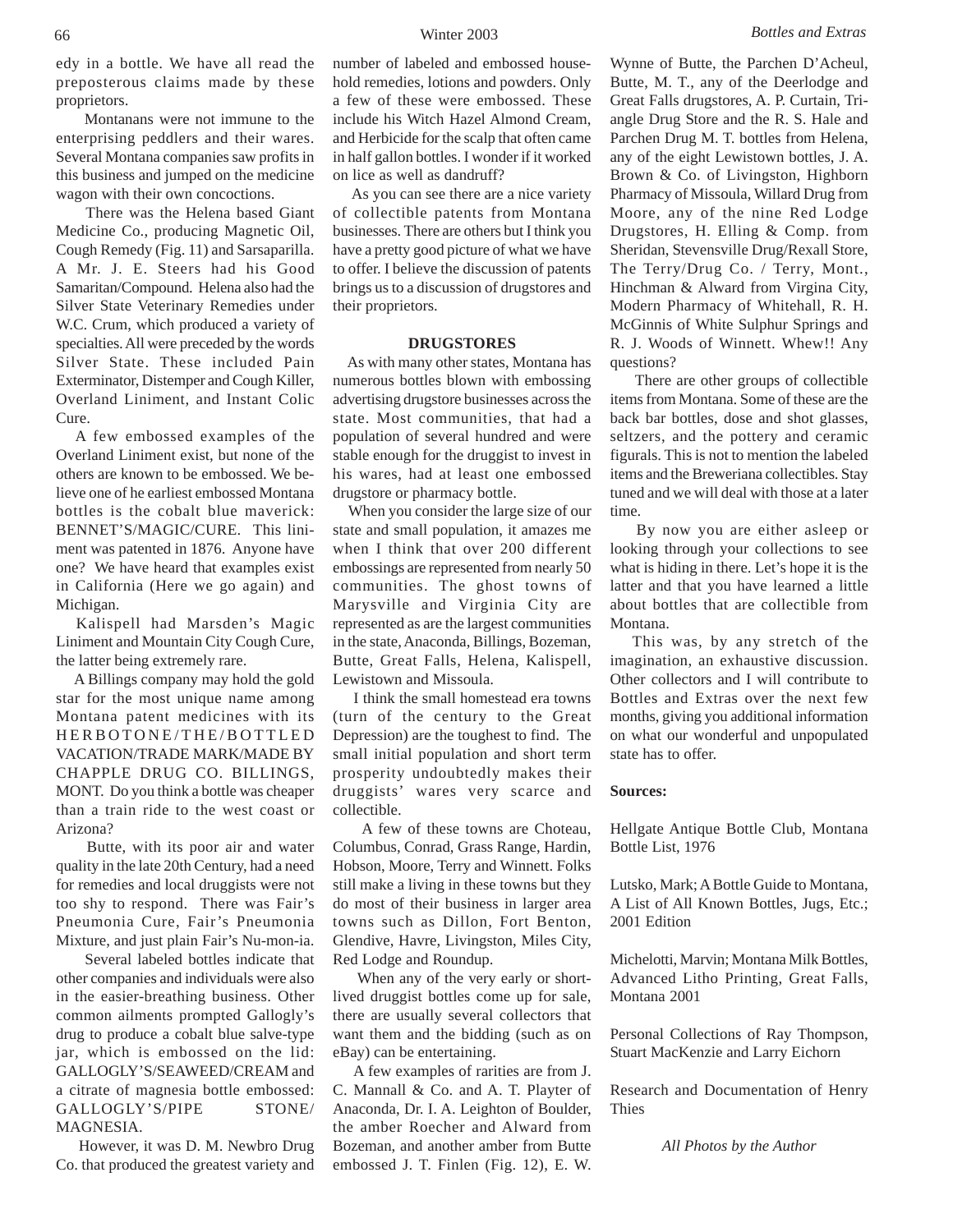edy in a bottle. We have all read the preposterous claims made by these proprietors.

Montanans were not immune to the enterprising peddlers and their wares. Several Montana companies saw profits in this business and jumped on the medicine wagon with their own concoctions.

There was the Helena based Giant Medicine Co., producing Magnetic Oil, Cough Remedy (Fig. 11) and Sarsaparilla. A Mr. J. E. Steers had his Good Samaritan/Compound. Helena also had the Silver State Veterinary Remedies under W.C. Crum, which produced a variety of specialties. All were preceded by the words Silver State. These included Pain Exterminator, Distemper and Cough Killer, Overland Liniment, and Instant Colic Cure.

A few embossed examples of the Overland Liniment exist, but none of the others are known to be embossed. We believe one of he earliest embossed Montana bottles is the cobalt blue maverick: BENNET'S/MAGIC/CURE. This liniment was patented in 1876. Anyone have one? We have heard that examples exist in California (Here we go again) and Michigan.

Kalispell had Marsden's Magic Liniment and Mountain City Cough Cure, the latter being extremely rare.

A Billings company may hold the gold star for the most unique name among Montana patent medicines with its HERBOTONE/THE/BOTTLED VACATION/TRADE MARK/MADE BY CHAPPLE DRUG CO. BILLINGS, MONT. Do you think a bottle was cheaper than a train ride to the west coast or Arizona?

Butte, with its poor air and water quality in the late 20th Century, had a need for remedies and local druggists were not too shy to respond. There was Fair's Pneumonia Cure, Fair's Pneumonia Mixture, and just plain Fair's Nu-mon-ia.

Several labeled bottles indicate that other companies and individuals were also in the easier-breathing business. Other common ailments prompted Gallogly's drug to produce a cobalt blue salve-type jar, which is embossed on the lid: GALLOGLY'S/SEAWEED/CREAM and a citrate of magnesia bottle embossed: GALLOGLY'S/PIPE STONE/ MAGNESIA.

However, it was D. M. Newbro Drug Co. that produced the greatest variety and number of labeled and embossed household remedies, lotions and powders. Only a few of these were embossed. These include his Witch Hazel Almond Cream, and Herbicide for the scalp that often came in half gallon bottles. I wonder if it worked on lice as well as dandruff?

As you can see there are a nice variety of collectible patents from Montana businesses. There are others but I think you have a pretty good picture of what we have to offer. I believe the discussion of patents brings us to a discussion of drugstores and their proprietors.

## DRUGSTORES

As with many other states, Montana has numerous bottles blown with embossing advertising drugstore businesses across the state. Most communities, that had a population of several hundred and were stable enough for the druggist to invest in his wares, had at least one embossed drugstore or pharmacy bottle.

When you consider the large size of our state and small population, it amazes me when I think that over 200 different embossings are represented from nearly 50 communities. The ghost towns of Marysville and Virginia City are represented as are the largest communities in the state, Anaconda, Billings, Bozeman, Butte, Great Falls, Helena, Kalispell, Lewistown and Missoula.

I think the small homestead era towns (turn of the century to the Great Depression) are the toughest to find. The small initial population and short term prosperity undoubtedly makes their druggists' wares very scarce and collectible.

A few of these towns are Choteau, Columbus, Conrad, Grass Range, Hardin, Hobson, Moore, Terry and Winnett. Folks still make a living in these towns but they do most of their business in larger area towns such as Dillon, Fort Benton, Glendive, Havre, Livingston, Miles City, Red Lodge and Roundup.

When any of the very early or short-lived druggist bottles come up for sale, there are usually several collectors that want them and the bidding (such as on eBay) can be entertaining.

A few examples of rarities are from J. C. Mannall & Co. and A. T. Playter of Anaconda, Dr. I. A. Leighton of Boulder, the amber Roecher and Alward from Bozeman, and another amber from Butte embossed J. T. Finlen (Fig. 12), E. W. Wynne of Butte, the Parchen D'Acheul, Butte, M. T., any of the Deerlodge and Great Falls drugstores, A. P. Curtain, Triangle Drug Store and the R. S. Hale and Parchen Drug M. T. bottles from Helena, any of the eight Lewistown bottles, J. A. Brown & Co. of Livingston, Highborn Pharmacy of Missoula, Willard Drug from Moore, any of the nine Red Lodge Drugstores, H. Elling & Comp. from Sheridan, Stevensville Drug/Rexall Store, The Terry/Drug Co. / Terry, Mont., Hinchman & Alward from Virgina City, Modern Pharmacy of Whitehall, R. H. McGinnis of White Sulphur Springs and R. J. Woods of Winnett. Whew!! Any questions?

There are other groups of collectible items from Montana. Some of these are the back bar bottles, dose and shot glasses, seltzers, and the pottery and ceramic figurals. This is not to mention the labeled items and the Breweriana collectibles. Stay tuned and we will deal with those at a later time.

By now you are either asleep or looking through your collections to see what is hiding in there. Let's hope it is the latter and that you have learned a little about bottles that are collectible from Montana.

This was, by any stretch of the imagination, an exhaustive discussion. Other collectors and I will contribute to Bottles and Extras over the next few months, giving you additional information on what our wonderful and unpopulated state has to offer.

**Sources:**

Hellgate Antique Bottle Club, Montana Bottle List, 1976

Lutsko, Mark; A Bottle Guide to Montana, A List of All Known Bottles, Jugs, Etc.; 2001 Edition

Michelotti, Marvin; Montana Milk Bottles, Advanced Litho Printing, Great Falls, Montana 2001

Personal Collections of Ray Thompson, Stuart MacKenzie and Larry Eichorn

Research and Documentation of Henry Thies

*All Photos by the Author*